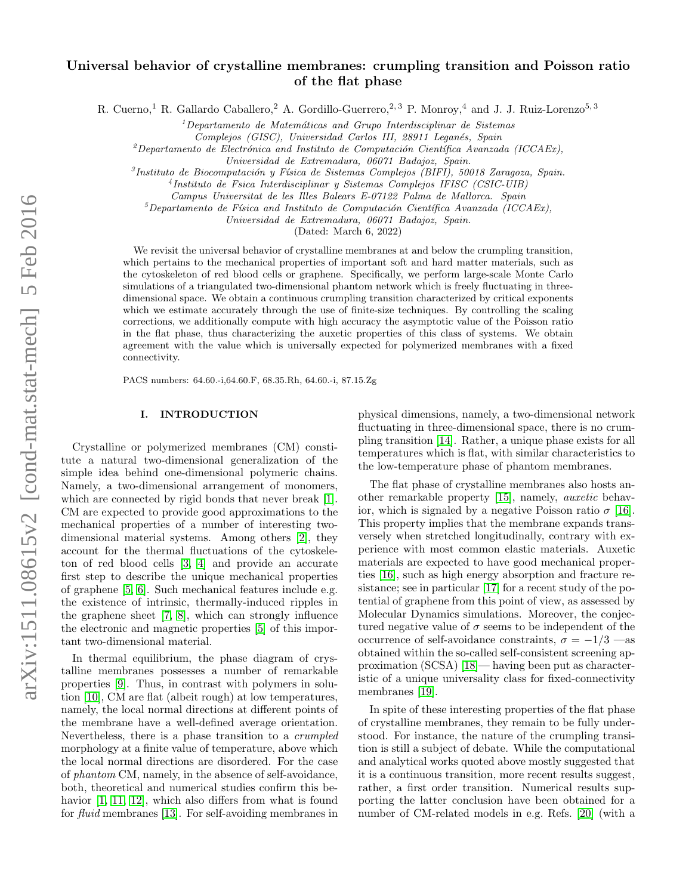# Universal behavior of crystalline membranes: crumpling transition and Poisson ratio of the flat phase

R. Cuerno,[1] R. Gallardo Caballero,[2] A. Gordillo-Guerrero,[2,3] P. Monroy,[4] and J. J. Ruiz-Lorenzo[5,3]

[1] *Departamento de Matemáticas and Grupo Interdisciplinar de Sistemas Complejos (GISC), Universidad Carlos III, 28911 Leganés, Spain*

[2] *Departamento de Electrónica and Instituto de Computación Científica Avanzada (ICCAEx), Universidad de Extremadura, 06071 Badajoz, Spain.*

[3] *Instituto de Biocomputación y Física de Sistemas Complejos (BIFI), 50018 Zaragoza, Spain.*

[4] *Instituto de Fsica Interdisciplinar y Sistemas Complejos IFISC (CSIC-UIB) Campus Universitat de les Illes Balears E-07122 Palma de Mallorca. Spain*

[5] *Departamento de Física and Instituto de Computación Científica Avanzada (ICCAEx), Universidad de Extremadura, 06071 Badajoz, Spain.*

(Dated: March 6, 2022)

We revisit the universal behavior of crystalline membranes at and below the crumpling transition, which pertains to the mechanical properties of important soft and hard matter materials, such as the cytoskeleton of red blood cells or graphene. Specifically, we perform large-scale Monte Carlo simulations of a triangulated two-dimensional phantom network which is freely fluctuating in three-dimensional space. We obtain a continuous crumpling transition characterized by critical exponents which we estimate accurately through the use of finite-size techniques. By controlling the scaling corrections, we additionally compute with high accuracy the asymptotic value of the Poisson ratio in the flat phase, thus characterizing the auxetic properties of this class of systems. We obtain agreement with the value which is universally expected for polymerized membranes with a fixed connectivity.

PACS numbers: 64.60.-i,64.60.F, 68.35.Rh, 64.60.-i, 87.15.Zg

## I. INTRODUCTION

Crystalline or polymerized membranes (CM) constitute a natural two-dimensional generalization of the simple idea behind one-dimensional polymeric chains. Namely, a two-dimensional arrangement of monomers, which are connected by rigid bonds that never break [1]. CM are expected to provide good approximations to the mechanical properties of a number of interesting two-dimensional material systems. Among others [2], they account for the thermal fluctuations of the cytoskeleton of red blood cells [3, 4] and provide an accurate first step to describe the unique mechanical properties of graphene [5, 6]. Such mechanical features include e.g. the existence of intrinsic, thermally-induced ripples in the graphene sheet [7, 8], which can strongly influence the electronic and magnetic properties [5] of this important two-dimensional material.

In thermal equilibrium, the phase diagram of crystalline membranes possesses a number of remarkable properties [9]. Thus, in contrast with polymers in solution [10], CM are flat (albeit rough) at low temperatures, namely, the local normal directions at different points of the membrane have a well-defined average orientation. Nevertheless, there is a phase transition to a *crumpled* morphology at a finite value of temperature, above which the local normal directions are disordered. For the case of *phantom* CM, namely, in the absence of self-avoidance, both, theoretical and numerical studies confirm this behavior [1, 11, 12], which also differs from what is found for *fluid* membranes [13]. For self-avoiding membranes in physical dimensions, namely, a two-dimensional network fluctuating in three-dimensional space, there is no crumpling transition [14]. Rather, a unique phase exists for all temperatures which is flat, with similar characteristics to the low-temperature phase of phantom membranes.

The flat phase of crystalline membranes also hosts another remarkable property [15], namely, *auxetic* behavior, which is signaled by a negative Poisson ratio $\sigma$ [16]. This property implies that the membrane expands transversely when stretched longitudinally, contrary with experience with most common elastic materials. Auxetic materials are expected to have good mechanical properties [16], such as high energy absorption and fracture resistance; see in particular [17] for a recent study of the potential of graphene from this point of view, as assessed by Molecular Dynamics simulations. Moreover, the conjectured negative value of $\sigma$ seems to be independent of the occurrence of self-avoidance constraints, $\sigma = -1/3$ —as obtained within the so-called self-consistent screening approximation (SCSA) [18]— having been put as characteristic of a unique universality class for fixed-connectivity membranes [19].

In spite of these interesting properties of the flat phase of crystalline membranes, they remain to be fully understood. For instance, the nature of the crumpling transition is still a subject of debate. While the computational and analytical works quoted above mostly suggested that it is a continuous transition, more recent results suggest, rather, a first order transition. Numerical results supporting the latter conclusion have been obtained for a number of CM-related models in e.g. Refs. [20] (with a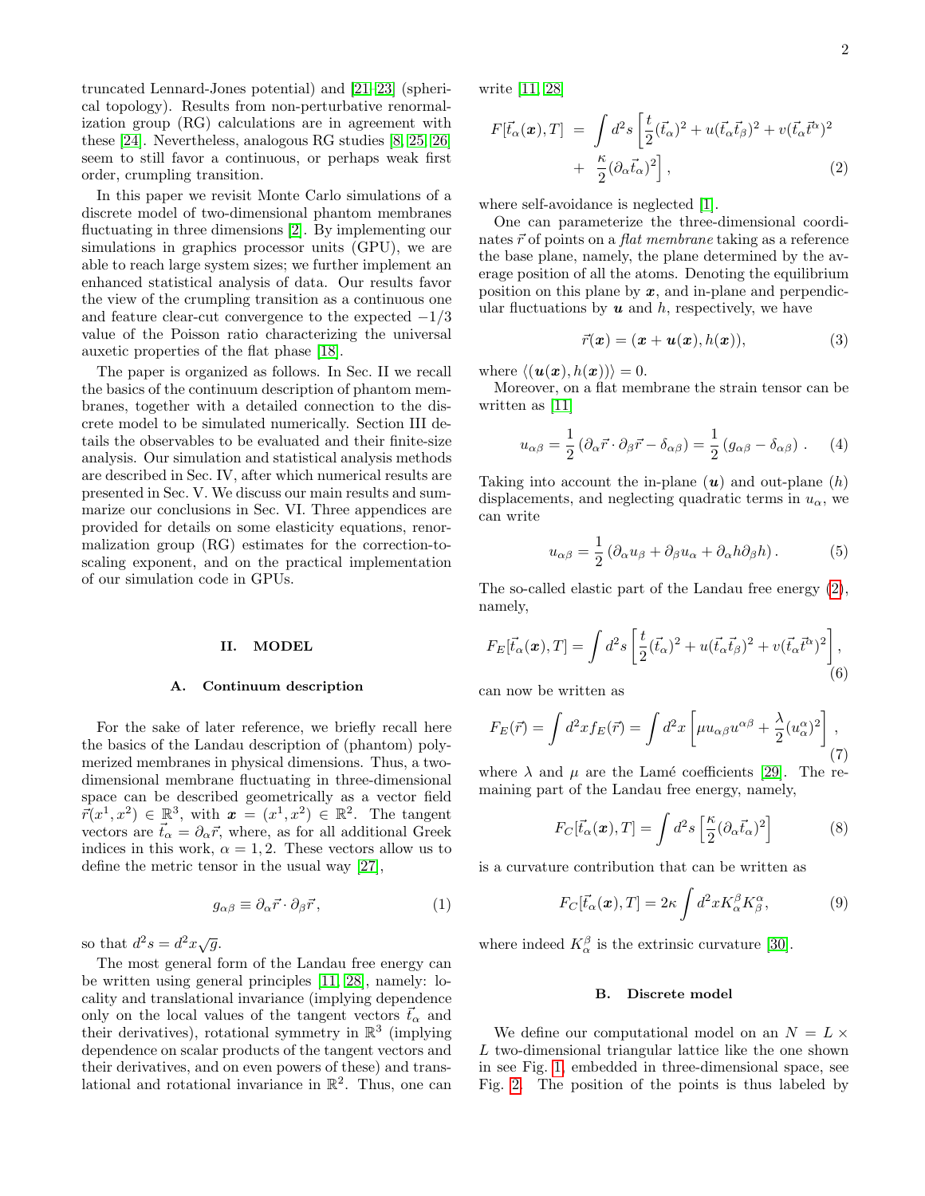truncated Lennard-Jones potential) and [21–23] (spherical topology). Results from non-perturbative renormalization group (RG) calculations are in agreement with these [24]. Nevertheless, analogous RG studies [8, 25, 26] seem to still favor a continuous, or perhaps weak first order, crumpling transition.

In this paper we revisit Monte Carlo simulations of a discrete model of two-dimensional phantom membranes fluctuating in three dimensions [2]. By implementing our simulations in graphics processor units (GPU), we are able to reach large system sizes; we further implement an enhanced statistical analysis of data. Our results favor the view of the crumpling transition as a continuous one and feature clear-cut convergence to the expected $-1/3$ value of the Poisson ratio characterizing the universal auxetic properties of the flat phase [18].

The paper is organized as follows. In Sec. II we recall the basics of the continuum description of phantom membranes, together with a detailed connection to the discrete model to be simulated numerically. Section III details the observables to be evaluated and their finite-size analysis. Our simulation and statistical analysis methods are described in Sec. IV, after which numerical results are presented in Sec. V. We discuss our main results and summarize our conclusions in Sec. VI. Three appendices are provided for details on some elasticity equations, renormalization group (RG) estimates for the correction-to-scaling exponent, and on the practical implementation of our simulation code in GPUs.

## II. MODEL

### A. Continuum description

For the sake of later reference, we briefly recall here the basics of the Landau description of (phantom) polymerized membranes in physical dimensions. Thus, a two-dimensional membrane fluctuating in three-dimensional space can be described geometrically as a vector field $\vec{r}(x^1, x^2) \in \mathbb{R}^3$, with $\boldsymbol{x} = (x^1, x^2) \in \mathbb{R}^2$. The tangent vectors are $\vec{t}_\alpha = \partial_\alpha \vec{r}$, where, as for all additional Greek indices in this work, $\alpha = 1, 2$. These vectors allow us to define the metric tensor in the usual way [27],

$$g_{\alpha\beta} \equiv \partial_\alpha \vec{r} \cdot \partial_\beta \vec{r}, \tag{1}$$

so that $d^2 s = d^2 x \sqrt{g}$.

The most general form of the Landau free energy can be written using general principles [11, 28], namely: locality and translational invariance (implying dependence only on the local values of the tangent vectors $\vec{t}_\alpha$ and their derivatives), rotational symmetry in $\mathbb{R}^3$ (implying dependence on scalar products of the tangent vectors and their derivatives, and on even powers of these) and translational and rotational invariance in $\mathbb{R}^2$. Thus, one can write [11, 28]

$$F[\vec{t}_\alpha(\boldsymbol{x}), T] = \int d^2 s \left[ \frac{t}{2}(\vec{t}_\alpha)^2 + u(\vec{t}_\alpha \vec{t}_\beta)^2 + v(\vec{t}_\alpha \vec{t}^\alpha)^2 + \frac{\kappa}{2}(\partial_\alpha \vec{t}_\alpha)^2 \right], \tag{2}$$

where self-avoidance is neglected [1].

One can parameterize the three-dimensional coordinates $\vec{r}$ of points on a *flat membrane* taking as a reference the base plane, namely, the plane determined by the average position of all the atoms. Denoting the equilibrium position on this plane by $\boldsymbol{x}$, and in-plane and perpendicular fluctuations by $\boldsymbol{u}$ and $h$, respectively, we have

$$\vec{r}(\boldsymbol{x}) = (\boldsymbol{x} + \boldsymbol{u}(\boldsymbol{x}), h(\boldsymbol{x})), \tag{3}$$

where $\langle (\boldsymbol{u}(\boldsymbol{x}), h(\boldsymbol{x})) \rangle = 0$.

Moreover, on a flat membrane the strain tensor can be written as [11]

$$u_{\alpha\beta} = \frac{1}{2}\left(\partial_\alpha \vec{r} \cdot \partial_\beta \vec{r} - \delta_{\alpha\beta}\right) = \frac{1}{2}\left(g_{\alpha\beta} - \delta_{\alpha\beta}\right). \tag{4}$$

Taking into account the in-plane ($\boldsymbol{u}$) and out-plane ($h$) displacements, and neglecting quadratic terms in $u_\alpha$, we can write

$$u_{\alpha\beta} = \frac{1}{2}\left(\partial_\alpha u_\beta + \partial_\beta u_\alpha + \partial_\alpha h \partial_\beta h\right). \tag{5}$$

The so-called elastic part of the Landau free energy (2), namely,

$$F_E[\vec{t}_\alpha(\boldsymbol{x}), T] = \int d^2 s \left[ \frac{t}{2}(\vec{t}_\alpha)^2 + u(\vec{t}_\alpha \vec{t}_\beta)^2 + v(\vec{t}_\alpha \vec{t}^\alpha)^2 \right], \tag{6}$$

can now be written as

$$F_E(\vec{r}) = \int d^2 x f_E(\vec{r}) = \int d^2 x \left[ \mu u_{\alpha\beta} u^{\alpha\beta} + \frac{\lambda}{2}(u^\alpha_\alpha)^2 \right], \tag{7}$$

where $\lambda$ and $\mu$ are the Lamé coefficients [29]. The remaining part of the Landau free energy, namely,

$$F_C[\vec{t}_\alpha(\boldsymbol{x}), T] = \int d^2 s \left[ \frac{\kappa}{2}(\partial_\alpha \vec{t}_\alpha)^2 \right] \tag{8}$$

is a curvature contribution that can be written as

$$F_C[\vec{t}_\alpha(\boldsymbol{x}), T] = 2\kappa \int d^2 x K^\beta_\alpha K^\alpha_\beta, \tag{9}$$

where indeed $K^\beta_\alpha$ is the extrinsic curvature [30].

### B. Discrete model

We define our computational model on an $N = L \times L$ two-dimensional triangular lattice like the one shown in see Fig. 1, embedded in three-dimensional space, see Fig. 2. The position of the points is thus labeled by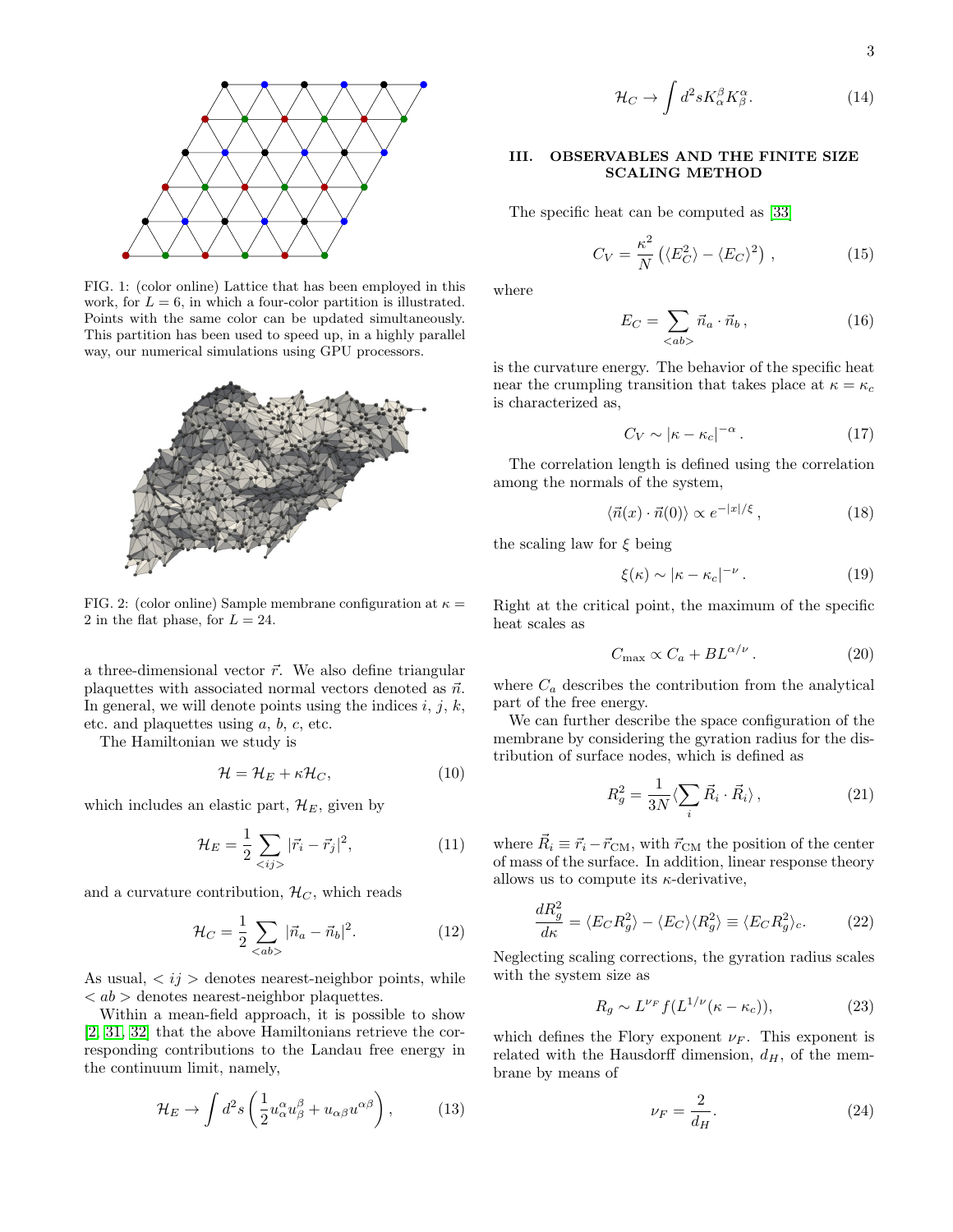FIG. 1: (color online) Lattice that has been employed in this work, for $L = 6$, in which a four-color partition is illustrated. Points with the same color can be updated simultaneously. This partition has been used to speed up, in a highly parallel way, our numerical simulations using GPU processors.

FIG. 2: (color online) Sample membrane configuration at $\kappa = 2$ in the flat phase, for $L = 24$.

a three-dimensional vector $\vec{r}$. We also define triangular plaquettes with associated normal vectors denoted as $\vec{n}$. In general, we will denote points using the indices $i$, $j$, $k$, etc. and plaquettes using $a$, $b$, $c$, etc.

The Hamiltonian we study is

$$\mathcal{H} = \mathcal{H}_E + \kappa \mathcal{H}_C, \tag{10}$$

which includes an elastic part, $\mathcal{H}_E$, given by

$$\mathcal{H}_E = \frac{1}{2} \sum_{<ij>} |\vec{r}_i - \vec{r}_j|^2, \tag{11}$$

and a curvature contribution, $\mathcal{H}_C$, which reads

$$\mathcal{H}_C = \frac{1}{2} \sum_{<ab>} |\vec{n}_a - \vec{n}_b|^2. \tag{12}$$

As usual, $< ij >$ denotes nearest-neighbor points, while $< ab >$ denotes nearest-neighbor plaquettes.

Within a mean-field approach, it is possible to show [2, 31, 32] that the above Hamiltonians retrieve the corresponding contributions to the Landau free energy in the continuum limit, namely,

$$\mathcal{H}_E \to \int d^2 s \left( \frac{1}{2} u^\alpha_\alpha u^\beta_\beta + u_{\alpha\beta} u^{\alpha\beta} \right), \tag{13}$$

$$\mathcal{H}_C \to \int d^2 s K^\beta_\alpha K^\alpha_\beta. \tag{14}$$

## III. OBSERVABLES AND THE FINITE SIZE SCALING METHOD

The specific heat can be computed as [33]

$$C_V = \frac{\kappa^2}{N} \left( \langle E_C^2 \rangle - \langle E_C \rangle^2 \right), \tag{15}$$

where

$$E_C = \sum_{<ab>} \vec{n}_a \cdot \vec{n}_b, \tag{16}$$

is the curvature energy. The behavior of the specific heat near the crumpling transition that takes place at $\kappa = \kappa_c$ is characterized as,

$$C_V \sim |\kappa - \kappa_c|^{-\alpha}. \tag{17}$$

The correlation length is defined using the correlation among the normals of the system,

$$\langle \vec{n}(x) \cdot \vec{n}(0) \rangle \propto e^{-|x|/\xi}, \tag{18}$$

the scaling law for $\xi$ being

$$\xi(\kappa) \sim |\kappa - \kappa_c|^{-\nu}. \tag{19}$$

Right at the critical point, the maximum of the specific heat scales as

$$C_{\max} \propto C_a + B L^{\alpha/\nu}. \tag{20}$$

where $C_a$ describes the contribution from the analytical part of the free energy.

We can further describe the space configuration of the membrane by considering the gyration radius for the distribution of surface nodes, which is defined as

$$R_g^2 = \frac{1}{3N} \langle \sum_i \vec{R}_i \cdot \vec{R}_i \rangle, \tag{21}$$

where $\vec{R}_i \equiv \vec{r}_i - \vec{r}_{\text{CM}}$, with $\vec{r}_{\text{CM}}$ the position of the center of mass of the surface. In addition, linear response theory allows us to compute its $\kappa$-derivative,

$$\frac{dR_g^2}{d\kappa} = \langle E_C R_g^2 \rangle - \langle E_C \rangle \langle R_g^2 \rangle \equiv \langle E_C R_g^2 \rangle_c. \tag{22}$$

Neglecting scaling corrections, the gyration radius scales with the system size as

$$R_g \sim L^{\nu_F} f(L^{1/\nu}(\kappa - \kappa_c)), \tag{23}$$

which defines the Flory exponent $\nu_F$. This exponent is related with the Hausdorff dimension, $d_H$, of the membrane by means of

$$\nu_F = \frac{2}{d_H}. \tag{24}$$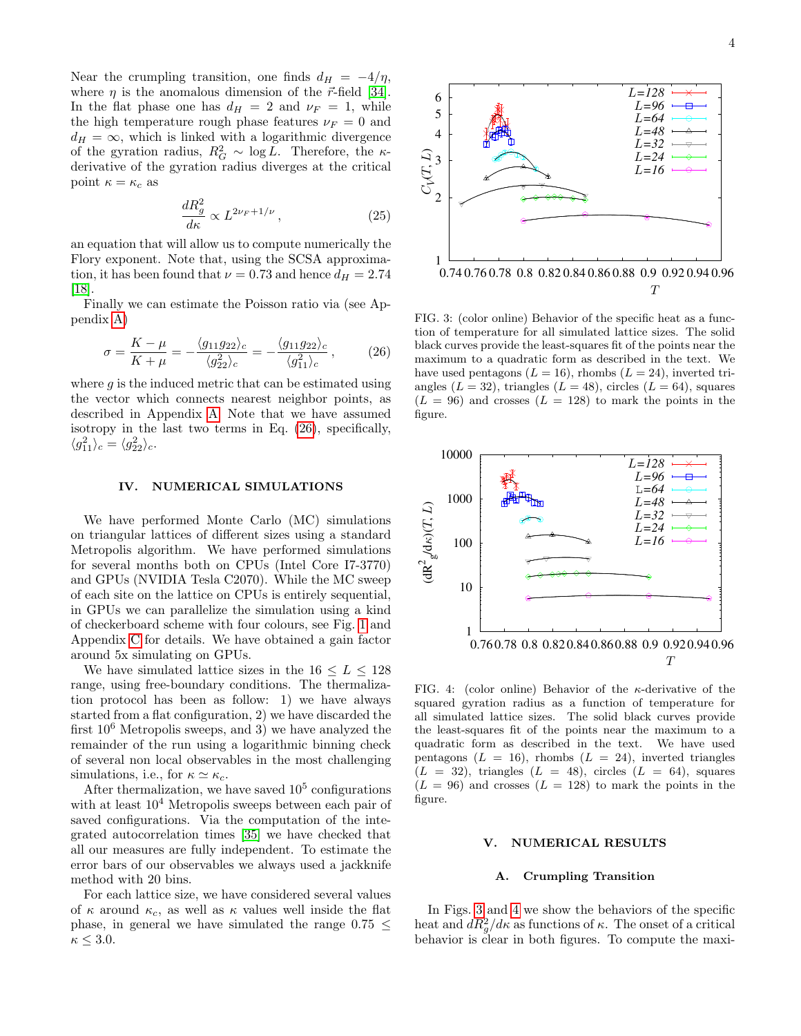Near the crumpling transition, one finds $d_H = -4/\eta$, where $\eta$ is the anomalous dimension of the $\vec{r}$-field [34]. In the flat phase one has $d_H = 2$ and $\nu_F = 1$, while the high temperature rough phase features $\nu_F = 0$ and $d_H = \infty$, which is linked with a logarithmic divergence of the gyration radius, $R_G^2 \sim \log L$. Therefore, the $\kappa$-derivative of the gyration radius diverges at the critical point $\kappa = \kappa_c$ as

$$\frac{dR_g^2}{d\kappa} \propto L^{2\nu_F + 1/\nu}\,, \tag{25}$$

an equation that will allow us to compute numerically the Flory exponent. Note that, using the SCSA approximation, it has been found that $\nu = 0.73$ and hence $d_H = 2.74$ [18].

Finally we can estimate the Poisson ratio via (see Appendix A)

$$\sigma = \frac{K-\mu}{K+\mu} = -\frac{\langle g_{11} g_{22}\rangle_c}{\langle g_{22}^2\rangle_c} = -\frac{\langle g_{11} g_{22}\rangle_c}{\langle g_{11}^2\rangle_c}\,, \tag{26}$$

where $g$ is the induced metric that can be estimated using the vector which connects nearest neighbor points, as described in Appendix A. Note that we have assumed isotropy in the last two terms in Eq. (26), specifically, $\langle g_{11}^2\rangle_c = \langle g_{22}^2\rangle_c$.

## IV. NUMERICAL SIMULATIONS

We have performed Monte Carlo (MC) simulations on triangular lattices of different sizes using a standard Metropolis algorithm. We have performed simulations for several months both on CPUs (Intel Core I7-3770) and GPUs (NVIDIA Tesla C2070). While the MC sweep of each site on the lattice on CPUs is entirely sequential, in GPUs we can parallelize the simulation using a kind of checkerboard scheme with four colours, see Fig. 1 and Appendix C for details. We have obtained a gain factor around 5x simulating on GPUs.

We have simulated lattice sizes in the $16 \le L \le 128$ range, using free-boundary conditions. The thermalization protocol has been as follow: 1) we have always started from a flat configuration, 2) we have discarded the first $10^6$ Metropolis sweeps, and 3) we have analyzed the remainder of the run using a logarithmic binning check of several non local observables in the most challenging simulations, i.e., for $\kappa \simeq \kappa_c$.

After thermalization, we have saved $10^5$ configurations with at least $10^4$ Metropolis sweeps between each pair of saved configurations. Via the computation of the integrated autocorrelation times [35] we have checked that all our measures are fully independent. To estimate the error bars of our observables we always used a jackknife method with 20 bins.

For each lattice size, we have considered several values of $\kappa$ around $\kappa_c$, as well as $\kappa$ values well inside the flat phase, in general we have simulated the range $0.75 \le \kappa \le 3.0$.

FIG. 3: (color online) Behavior of the specific heat as a function of temperature for all simulated lattice sizes. The solid black curves provide the least-squares fit of the points near the maximum to a quadratic form as described in the text. We have used pentagons ($L = 16$), rhombs ($L = 24$), inverted triangles ($L = 32$), triangles ($L = 48$), circles ($L = 64$), squares ($L = 96$) and crosses ($L = 128$) to mark the points in the figure.

FIG. 4: (color online) Behavior of the $\kappa$-derivative of the squared gyration radius as a function of temperature for all simulated lattice sizes. The solid black curves provide the least-squares fit of the points near the maximum to a quadratic form as described in the text. We have used pentagons ($L = 16$), rhombs ($L = 24$), inverted triangles ($L = 32$), triangles ($L = 48$), circles ($L = 64$), squares ($L = 96$) and crosses ($L = 128$) to mark the points in the figure.

## V. NUMERICAL RESULTS

### A. Crumpling Transition

In Figs. 3 and 4 we show the behaviors of the specific heat and $dR_g^2/d\kappa$ as functions of $\kappa$. The onset of a critical behavior is clear in both figures. To compute the maxi-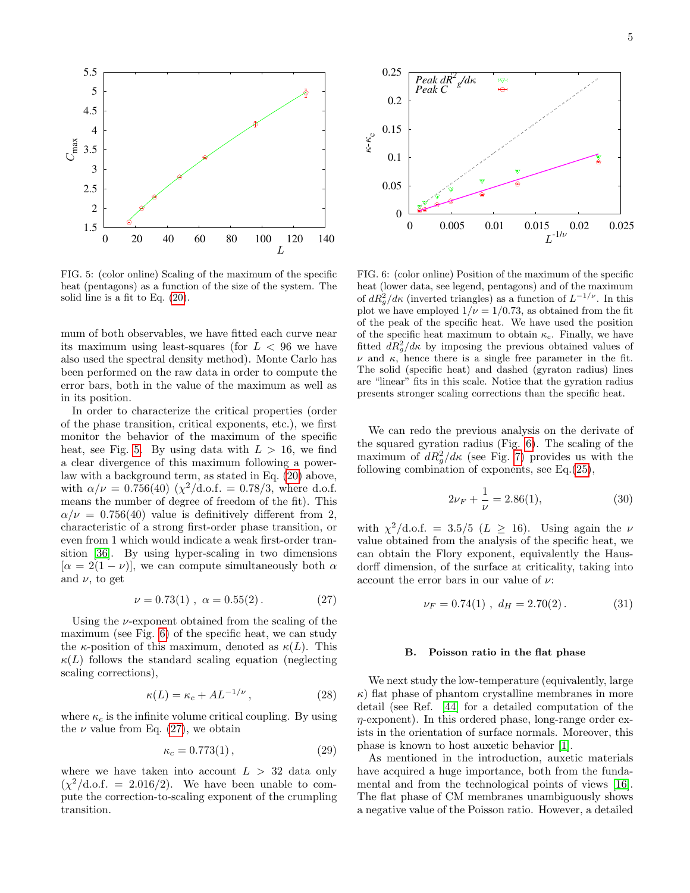FIG. 5: (color online) Scaling of the maximum of the specific heat (pentagons) as a function of the size of the system. The solid line is a fit to Eq. (20).

FIG. 6: (color online) Position of the maximum of the specific heat (lower data, see legend, pentagons) and of the maximum of $dR_g^2/d\kappa$ (inverted triangles) as a function of $L^{-1/\nu}$. In this plot we have employed $1/\nu = 1/0.73$, as obtained from the fit of the peak of the specific heat. We have used the position of the specific heat maximum to obtain $\kappa_c$. Finally, we have fitted $dR_g^2/d\kappa$ by imposing the previous obtained values of $\nu$ and $\kappa$, hence there is a single free parameter in the fit. The solid (specific heat) and dashed (gyraton radius) lines are "linear" fits in this scale. Notice that the gyration radius presents stronger scaling corrections than the specific heat.

mum of both observables, we have fitted each curve near its maximum using least-squares (for $L < 96$ we have also used the spectral density method). Monte Carlo has been performed on the raw data in order to compute the error bars, both in the value of the maximum as well as in its position.

In order to characterize the critical properties (order of the phase transition, critical exponents, etc.), we first monitor the behavior of the maximum of the specific heat, see Fig. 5. By using data with $L > 16$, we find a clear divergence of this maximum following a power-law with a background term, as stated in Eq. (20) above, with $\alpha/\nu = 0.756(40)$ ($\chi^2$/d.o.f. = 0.78/3, where d.o.f. means the number of degree of freedom of the fit). This $\alpha/\nu = 0.756(40)$ value is definitively different from 2, characteristic of a strong first-order phase transition, or even from 1 which would indicate a weak first-order transition [36]. By using hyper-scaling in two dimensions [$\alpha = 2(1 - \nu)$], we can compute simultaneously both $\alpha$ and $\nu$, to get

$$\nu = 0.73(1)\;,\;\; \alpha = 0.55(2)\,. \tag{27}$$

Using the $\nu$-exponent obtained from the scaling of the maximum (see Fig. 6) of the specific heat, we can study the $\kappa$-position of this maximum, denoted as $\kappa(L)$. This $\kappa(L)$ follows the standard scaling equation (neglecting scaling corrections),

$$\kappa(L) = \kappa_c + AL^{-1/\nu}\,, \tag{28}$$

where $\kappa_c$ is the infinite volume critical coupling. By using the $\nu$ value from Eq. (27), we obtain

$$\kappa_c = 0.773(1)\,, \tag{29}$$

where we have taken into account $L > 32$ data only ($\chi^2$/d.o.f. = 2.016/2). We have been unable to compute the correction-to-scaling exponent of the crumpling transition.

We can redo the previous analysis on the derivate of the squared gyration radius (Fig. 6). The scaling of the maximum of $dR_g^2/d\kappa$ (see Fig. 7) provides us with the following combination of exponents, see Eq.(25),

$$2\nu_F + \frac{1}{\nu} = 2.86(1), \tag{30}$$

with $\chi^2$/d.o.f. = 3.5/5 ($L \geq 16$). Using again the $\nu$ value obtained from the analysis of the specific heat, we can obtain the Flory exponent, equivalently the Hausdorff dimension, of the surface at criticality, taking into account the error bars in our value of $\nu$:

$$\nu_F = 0.74(1)\;,\;\; d_H = 2.70(2)\,. \tag{31}$$

### B. Poisson ratio in the flat phase

We next study the low-temperature (equivalently, large $\kappa$) flat phase of phantom crystalline membranes in more detail (see Ref. [44] for a detailed computation of the $\eta$-exponent). In this ordered phase, long-range order exists in the orientation of surface normals. Moreover, this phase is known to host auxetic behavior [1].

As mentioned in the introduction, auxetic materials have acquired a huge importance, both from the fundamental and from the technological points of views [16]. The flat phase of CM membranes unambiguously shows a negative value of the Poisson ratio. However, a detailed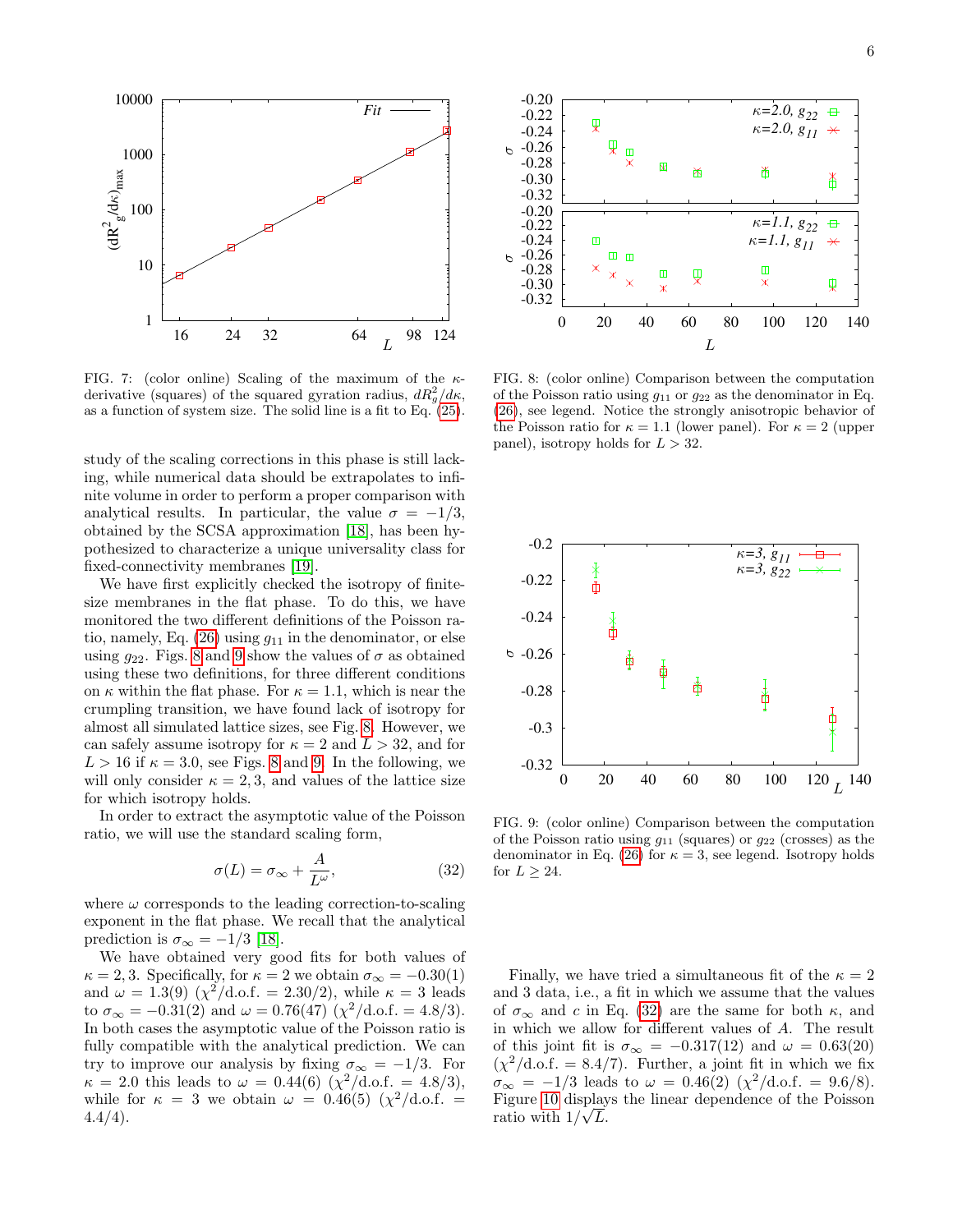FIG. 7: (color online) Scaling of the maximum of the $\kappa$-derivative (squares) of the squared gyration radius, $dR_g^2/d\kappa$, as a function of system size. The solid line is a fit to Eq. (25).

FIG. 8: (color online) Comparison between the computation of the Poisson ratio using $g_{11}$ or $g_{22}$ as the denominator in Eq. (26), see legend. Notice the strongly anisotropic behavior of the Poisson ratio for $\kappa = 1.1$ (lower panel). For $\kappa = 2$ (upper panel), isotropy holds for $L > 32$.

study of the scaling corrections in this phase is still lacking, while numerical data should be extrapolates to infinite volume in order to perform a proper comparison with analytical results. In particular, the value $\sigma = -1/3$, obtained by the SCSA approximation [18], has been hypothesized to characterize a unique universality class for fixed-connectivity membranes [19].

We have first explicitly checked the isotropy of finite-size membranes in the flat phase. To do this, we have monitored the two different definitions of the Poisson ratio, namely, Eq. (26) using $g_{11}$ in the denominator, or else using $g_{22}$. Figs. 8 and 9 show the values of $\sigma$ as obtained using these two definitions, for three different conditions on $\kappa$ within the flat phase. For $\kappa = 1.1$, which is near the crumpling transition, we have found lack of isotropy for almost all simulated lattice sizes, see Fig. 8. However, we can safely assume isotropy for $\kappa = 2$ and $L > 32$, and for $L > 16$ if $\kappa = 3.0$, see Figs. 8 and 9. In the following, we will only consider $\kappa = 2, 3$, and values of the lattice size for which isotropy holds.

In order to extract the asymptotic value of the Poisson ratio, we will use the standard scaling form,

$$\sigma(L) = \sigma_\infty + \frac{A}{L^\omega}, \tag{32}$$

where $\omega$ corresponds to the leading correction-to-scaling exponent in the flat phase. We recall that the analytical prediction is $\sigma_\infty = -1/3$ [18].

We have obtained very good fits for both values of $\kappa = 2, 3$. Specifically, for $\kappa = 2$ we obtain $\sigma_\infty = -0.30(1)$ and $\omega = 1.3(9)$ ($\chi^2$/d.o.f. $= 2.30/2$), while $\kappa = 3$ leads to $\sigma_\infty = -0.31(2)$ and $\omega = 0.76(47)$ ($\chi^2$/d.o.f. $= 4.8/3$). In both cases the asymptotic value of the Poisson ratio is fully compatible with the analytical prediction. We can try to improve our analysis by fixing $\sigma_\infty = -1/3$. For $\kappa = 2.0$ this leads to $\omega = 0.44(6)$ ($\chi^2$/d.o.f. $= 4.8/3$), while for $\kappa = 3$ we obtain $\omega = 0.46(5)$ ($\chi^2$/d.o.f. $= 4.4/4$).

FIG. 9: (color online) Comparison between the computation of the Poisson ratio using $g_{11}$ (squares) or $g_{22}$ (crosses) as the denominator in Eq. (26) for $\kappa = 3$, see legend. Isotropy holds for $L \geq 24$.

Finally, we have tried a simultaneous fit of the $\kappa = 2$ and 3 data, i.e., a fit in which we assume that the values of $\sigma_\infty$ and $c$ in Eq. (32) are the same for both $\kappa$, and in which we allow for different values of $A$. The result of this joint fit is $\sigma_\infty = -0.317(12)$ and $\omega = 0.63(20)$ ($\chi^2$/d.o.f. $= 8.4/7$). Further, a joint fit in which we fix $\sigma_\infty = -1/3$ leads to $\omega = 0.46(2)$ ($\chi^2$/d.o.f. $= 9.6/8$). Figure 10 displays the linear dependence of the Poisson ratio with $1/\sqrt{L}$.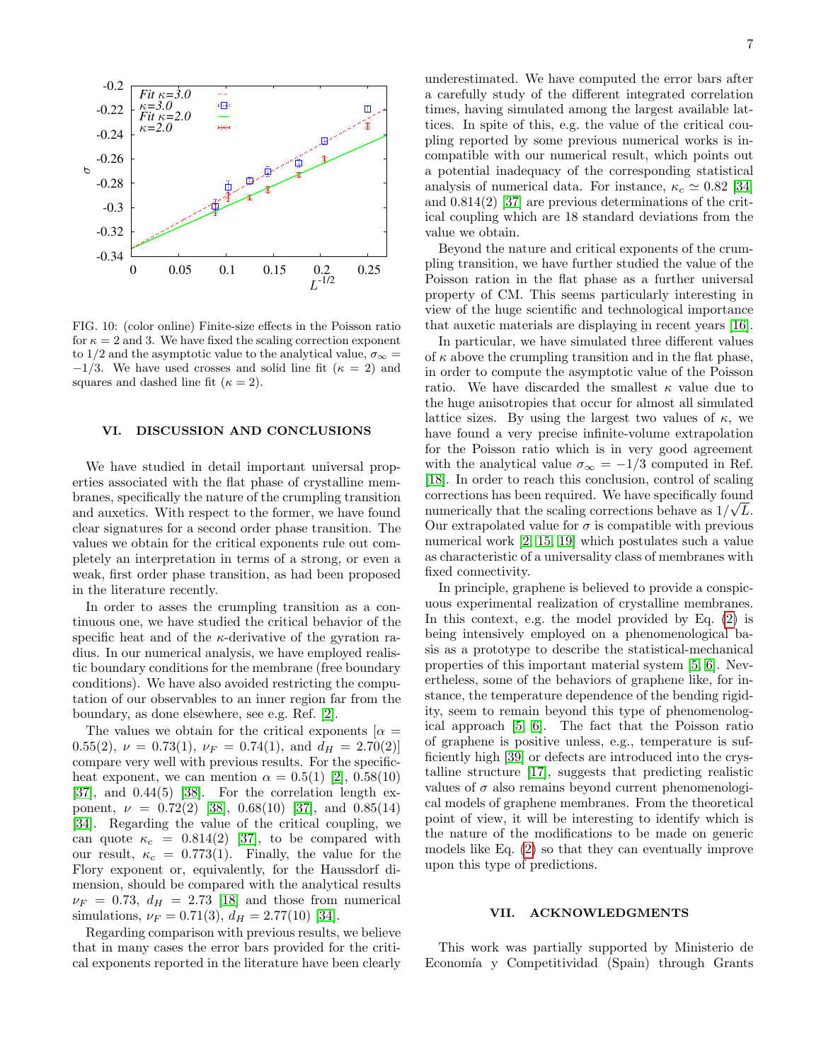FIG. 10: (color online) Finite-size effects in the Poisson ratio for $\kappa = 2$ and 3. We have fixed the scaling correction exponent to 1/2 and the asymptotic value to the analytical value, $\sigma_\infty = -1/3$. We have used crosses and solid line fit ($\kappa = 2$) and squares and dashed line fit ($\kappa = 2$).

## VI. DISCUSSION AND CONCLUSIONS

We have studied in detail important universal properties associated with the flat phase of crystalline membranes, specifically the nature of the crumpling transition and auxetics. With respect to the former, we have found clear signatures for a second order phase transition. The values we obtain for the critical exponents rule out completely an interpretation in terms of a strong, or even a weak, first order phase transition, as had been proposed in the literature recently.

In order to asses the crumpling transition as a continuous one, we have studied the critical behavior of the specific heat and of the $\kappa$-derivative of the gyration radius. In our numerical analysis, we have employed realistic boundary conditions for the membrane (free boundary conditions). We have also avoided restricting the computation of our observables to an inner region far from the boundary, as done elsewhere, see e.g. Ref. [2].

The values we obtain for the critical exponents [$\alpha = 0.55(2)$, $\nu = 0.73(1)$, $\nu_F = 0.74(1)$, and $d_H = 2.70(2)$] compare very well with previous results. For the specific-heat exponent, we can mention $\alpha = 0.5(1)$ [2], 0.58(10) [37], and 0.44(5) [38]. For the correlation length exponent, $\nu = 0.72(2)$ [38], 0.68(10) [37], and 0.85(14) [34]. Regarding the value of the critical coupling, we can quote $\kappa_c = 0.814(2)$ [37], to be compared with our result, $\kappa_c = 0.773(1)$. Finally, the value for the Flory exponent or, equivalently, for the Haussdorf dimension, should be compared with the analytical results $\nu_F = 0.73$, $d_H = 2.73$ [18] and those from numerical simulations, $\nu_F = 0.71(3)$, $d_H = 2.77(10)$ [34].

Regarding comparison with previous results, we believe that in many cases the error bars provided for the critical exponents reported in the literature have been clearly underestimated. We have computed the error bars after a carefully study of the different integrated correlation times, having simulated among the largest available lattices. In spite of this, e.g. the value of the critical coupling reported by some previous numerical works is incompatible with our numerical result, which points out a potential inadequacy of the corresponding statistical analysis of numerical data. For instance, $\kappa_c \simeq 0.82$ [34] and 0.814(2) [37] are previous determinations of the critical coupling which are 18 standard deviations from the value we obtain.

Beyond the nature and critical exponents of the crumpling transition, we have further studied the value of the Poisson ration in the flat phase as a further universal property of CM. This seems particularly interesting in view of the huge scientific and technological importance that auxetic materials are displaying in recent years [16].

In particular, we have simulated three different values of $\kappa$ above the crumpling transition and in the flat phase, in order to compute the asymptotic value of the Poisson ratio. We have discarded the smallest $\kappa$ value due to the huge anisotropies that occur for almost all simulated lattice sizes. By using the largest two values of $\kappa$, we have found a very precise infinite-volume extrapolation for the Poisson ratio which is in very good agreement with the analytical value $\sigma_\infty = -1/3$ computed in Ref. [18]. In order to reach this conclusion, control of scaling corrections has been required. We have specifically found numerically that the scaling corrections behave as $1/\sqrt{L}$. Our extrapolated value for $\sigma$ is compatible with previous numerical work [2, 15, 19] which postulates such a value as characteristic of a universality class of membranes with fixed connectivity.

In principle, graphene is believed to provide a conspicuous experimental realization of crystalline membranes. In this context, e.g. the model provided by Eq. (2) is being intensively employed on a phenomenological basis as a prototype to describe the statistical-mechanical properties of this important material system [5, 6]. Nevertheless, some of the behaviors of graphene like, for instance, the temperature dependence of the bending rigidity, seem to remain beyond this type of phenomenological approach [5, 6]. The fact that the Poisson ratio of graphene is positive unless, e.g., temperature is sufficiently high [39] or defects are introduced into the crystalline structure [17], suggests that predicting realistic values of $\sigma$ also remains beyond current phenomenological models of graphene membranes. From the theoretical point of view, it will be interesting to identify which is the nature of the modifications to be made on generic models like Eq. (2) so that they can eventually improve upon this type of predictions.

## VII. ACKNOWLEDGMENTS

This work was partially supported by Ministerio de Economía y Competitividad (Spain) through Grants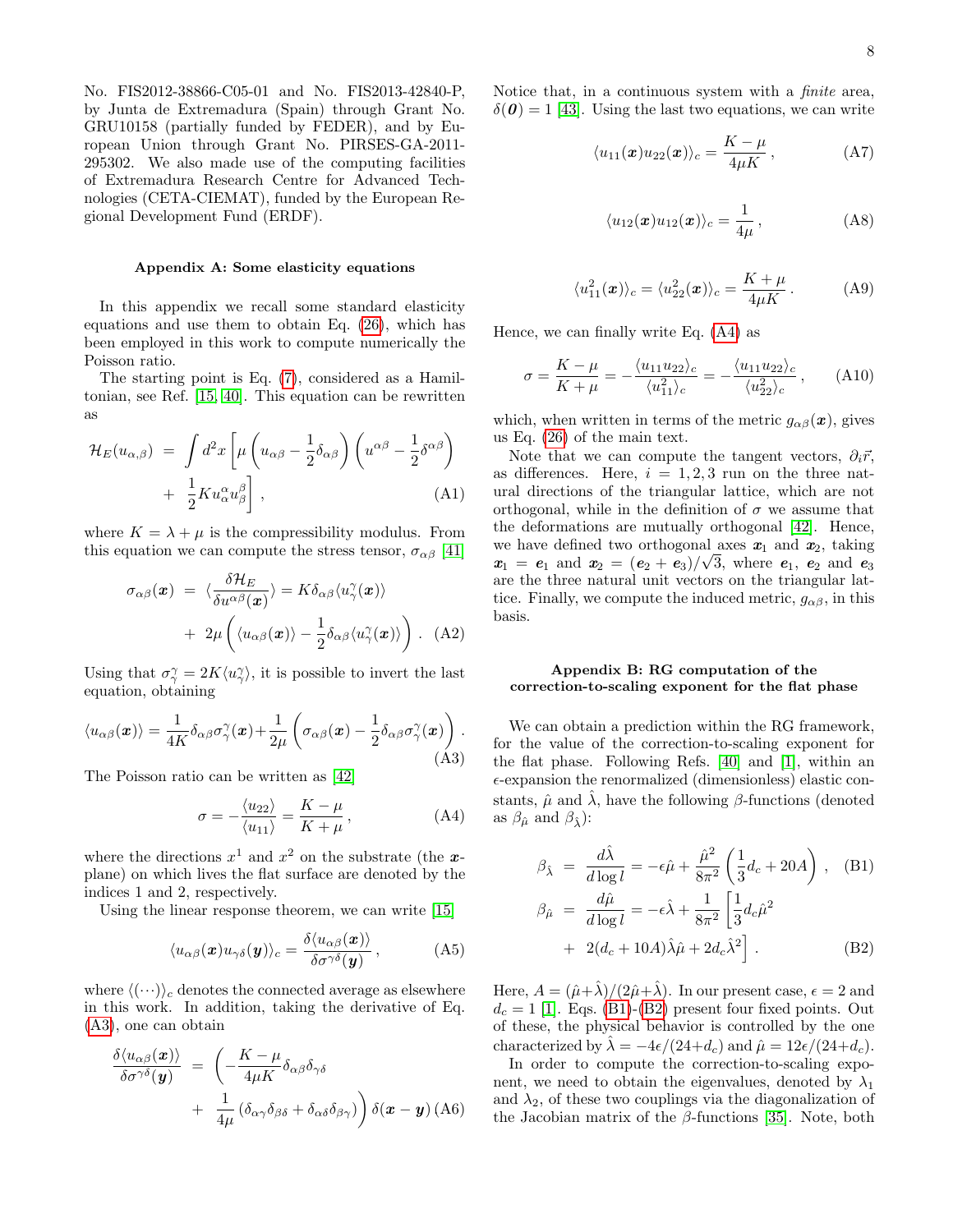No. FIS2012-38866-C05-01 and No. FIS2013-42840-P, by Junta de Extremadura (Spain) through Grant No. GRU10158 (partially funded by FEDER), and by European Union through Grant No. PIRSES-GA-2011-295302. We also made use of the computing facilities of Extremadura Research Centre for Advanced Technologies (CETA-CIEMAT), funded by the European Regional Development Fund (ERDF).

### Appendix A: Some elasticity equations

In this appendix we recall some standard elasticity equations and use them to obtain Eq. (26), which has been employed in this work to compute numerically the Poisson ratio.

The starting point is Eq. (7), considered as a Hamiltonian, see Ref. [15, 40]. This equation can be rewritten as

$$
\begin{aligned}
\mathcal{H}_E(u_{\alpha,\beta}) &= \int d^2x \left[\mu\left(u_{\alpha\beta}-\frac{1}{2}\delta_{\alpha\beta}\right)\left(u^{\alpha\beta}-\frac{1}{2}\delta^{\alpha\beta}\right)\right.\\
&+ \left.\frac{1}{2}K u^{\alpha}_{\alpha}u^{\beta}_{\beta}\right], \qquad \text{(A1)}
\end{aligned}
$$

where $K=\lambda+\mu$ is the compressibility modulus. From this equation we can compute the stress tensor, $\sigma_{\alpha\beta}$ [41]

$$
\begin{aligned}
\sigma_{\alpha\beta}(\boldsymbol{x}) &= \langle\frac{\delta\mathcal{H}_E}{\delta u^{\alpha\beta}(\boldsymbol{x})}\rangle = K\delta_{\alpha\beta}\langle u^{\gamma}_{\gamma}(\boldsymbol{x})\rangle\\
&+ 2\mu\left(\langle u_{\alpha\beta}(\boldsymbol{x})\rangle-\frac{1}{2}\delta_{\alpha\beta}\langle u^{\gamma}_{\gamma}(\boldsymbol{x})\rangle\right). \qquad \text{(A2)}
\end{aligned}
$$

Using that $\sigma^{\gamma}_{\gamma}=2K\langle u^{\gamma}_{\gamma}\rangle$, it is possible to invert the last equation, obtaining

$$
\langle u_{\alpha\beta}(\boldsymbol{x})\rangle = \frac{1}{4K}\delta_{\alpha\beta}\sigma^{\gamma}_{\gamma}(\boldsymbol{x})+\frac{1}{2\mu}\left(\sigma_{\alpha\beta}(\boldsymbol{x})-\frac{1}{2}\delta_{\alpha\beta}\sigma^{\gamma}_{\gamma}(\boldsymbol{x})\right). \qquad \text{(A3)}
$$

The Poisson ratio can be written as [42]

$$
\sigma = -\frac{\langle u_{22}\rangle}{\langle u_{11}\rangle} = \frac{K-\mu}{K+\mu}, \qquad \text{(A4)}
$$

where the directions $x^1$ and $x^2$ on the substrate (the $\boldsymbol{x}$-plane) on which lives the flat surface are denoted by the indices 1 and 2, respectively.

Using the linear response theorem, we can write [15]

$$
\langle u_{\alpha\beta}(\boldsymbol{x})u_{\gamma\delta}(\boldsymbol{y})\rangle_c = \frac{\delta\langle u_{\alpha\beta}(\boldsymbol{x})\rangle}{\delta\sigma^{\gamma\delta}(\boldsymbol{y})}, \qquad \text{(A5)}
$$

where $\langle(\cdots)\rangle_c$ denotes the connected average as elsewhere in this work. In addition, taking the derivative of Eq. (A3), one can obtain

$$
\begin{aligned}
\frac{\delta\langle u_{\alpha\beta}(\boldsymbol{x})\rangle}{\delta\sigma^{\gamma\delta}(\boldsymbol{y})} &= \left(-\frac{K-\mu}{4\mu K}\delta_{\alpha\beta}\delta_{\gamma\delta}\right.\\
&+ \left.\frac{1}{4\mu}\left(\delta_{\alpha\gamma}\delta_{\beta\delta}+\delta_{\alpha\delta}\delta_{\beta\gamma}\right)\right)\delta(\boldsymbol{x}-\boldsymbol{y}) \qquad \text{(A6)}
\end{aligned}
$$

Notice that, in a continuous system with a *finite* area, $\delta(\boldsymbol{0})=1$ [43]. Using the last two equations, we can write

$$
\langle u_{11}(\boldsymbol{x})u_{22}(\boldsymbol{x})\rangle_c = \frac{K-\mu}{4\mu K}, \qquad \text{(A7)}
$$

$$
\langle u_{12}(\boldsymbol{x})u_{12}(\boldsymbol{x})\rangle_c = \frac{1}{4\mu}, \qquad \text{(A8)}
$$

$$
\langle u^2_{11}(\boldsymbol{x})\rangle_c = \langle u^2_{22}(\boldsymbol{x})\rangle_c = \frac{K+\mu}{4\mu K}. \qquad \text{(A9)}
$$

Hence, we can finally write Eq. (A4) as

$$
\sigma = \frac{K-\mu}{K+\mu} = -\frac{\langle u_{11}u_{22}\rangle_c}{\langle u^2_{11}\rangle_c} = -\frac{\langle u_{11}u_{22}\rangle_c}{\langle u^2_{22}\rangle_c}, \qquad \text{(A10)}
$$

which, when written in terms of the metric $g_{\alpha\beta}(\boldsymbol{x})$, gives us Eq. (26) of the main text.

Note that we can compute the tangent vectors, $\partial_i\vec{r}$, as differences. Here, $i=1,2,3$ run on the three natural directions of the triangular lattice, which are not orthogonal, while in the definition of $\sigma$ we assume that the deformations are mutually orthogonal [42]. Hence, we have defined two orthogonal axes $\boldsymbol{x}_1$ and $\boldsymbol{x}_2$, taking $\boldsymbol{x}_1=\boldsymbol{e}_1$ and $\boldsymbol{x}_2=(\boldsymbol{e}_2+\boldsymbol{e}_3)/\sqrt{3}$, where $\boldsymbol{e}_1$, $\boldsymbol{e}_2$ and $\boldsymbol{e}_3$ are the three natural unit vectors on the triangular lattice. Finally, we compute the induced metric, $g_{\alpha\beta}$, in this basis.

### Appendix B: RG computation of the correction-to-scaling exponent for the flat phase

We can obtain a prediction within the RG framework, for the value of the correction-to-scaling exponent for the flat phase. Following Refs. [40] and [1], within an $\epsilon$-expansion the renormalized (dimensionless) elastic constants, $\hat{\mu}$ and $\hat{\lambda}$, have the following $\beta$-functions (denoted as $\beta_{\hat{\mu}}$ and $\beta_{\hat{\lambda}}$):

$$
\begin{aligned}
\beta_{\hat{\lambda}} &= \frac{d\hat{\lambda}}{d\log l} = -\epsilon\hat{\mu}+\frac{\hat{\mu}^2}{8\pi^2}\left(\frac{1}{3}d_c+20A\right), \qquad \text{(B1)}\\
\beta_{\hat{\mu}} &= \frac{d\hat{\mu}}{d\log l} = -\epsilon\hat{\lambda}+\frac{1}{8\pi^2}\left[\frac{1}{3}d_c\hat{\mu}^2\right.\\
&+ \left.2(d_c+10A)\hat{\lambda}\hat{\mu}+2d_c\hat{\lambda}^2\right]. \qquad \text{(B2)}
\end{aligned}
$$

Here, $A=(\hat{\mu}+\hat{\lambda})/(2\hat{\mu}+\hat{\lambda})$. In our present case, $\epsilon=2$ and $d_c=1$ [1]. Eqs. (B1)-(B2) present four fixed points. Out of these, the physical behavior is controlled by the one characterized by $\hat{\lambda}=-4\epsilon/(24+d_c)$ and $\hat{\mu}=12\epsilon/(24+d_c)$.

In order to compute the correction-to-scaling exponent, we need to obtain the eigenvalues, denoted by $\lambda_1$ and $\lambda_2$, of these two couplings via the diagonalization of the Jacobian matrix of the $\beta$-functions [35]. Note, both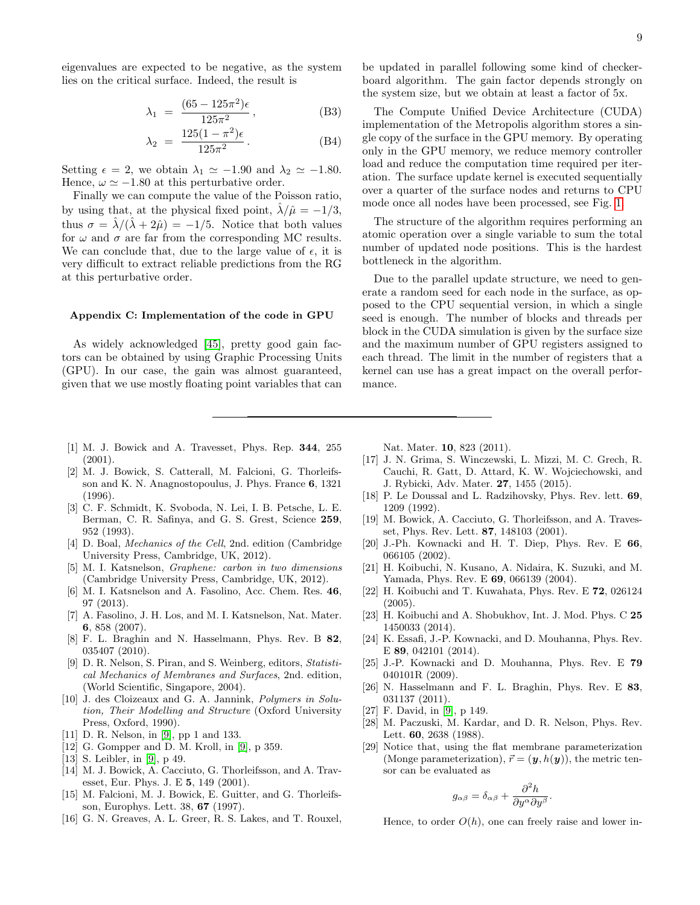eigenvalues are expected to be negative, as the system lies on the critical surface. Indeed, the result is

$$\lambda_1 = \frac{(65 - 125\pi^2)\epsilon}{125\pi^2}, \tag{B3}$$

$$\lambda_2 = \frac{125(1 - \pi^2)\epsilon}{125\pi^2}. \tag{B4}$$

Setting $\epsilon = 2$, we obtain $\lambda_1 \simeq -1.90$ and $\lambda_2 \simeq -1.80$. Hence, $\omega \simeq -1.80$ at this perturbative order.

Finally we can compute the value of the Poisson ratio, by using that, at the physical fixed point, $\hat{\lambda}/\hat{\mu} = -1/3$, thus $\sigma = \hat{\lambda}/(\hat{\lambda} + 2\hat{\mu}) = -1/5$. Notice that both values for $\omega$ and $\sigma$ are far from the corresponding MC results. We can conclude that, due to the large value of $\epsilon$, it is very difficult to extract reliable predictions from the RG at this perturbative order.

### Appendix C: Implementation of the code in GPU

As widely acknowledged [45], pretty good gain factors can be obtained by using Graphic Processing Units (GPU). In our case, the gain was almost guaranteed, given that we use mostly floating point variables that can be updated in parallel following some kind of checkerboard algorithm. The gain factor depends strongly on the system size, but we obtain at least a factor of 5x.

The Compute Unified Device Architecture (CUDA) implementation of the Metropolis algorithm stores a single copy of the surface in the GPU memory. By operating only in the GPU memory, we reduce memory controller load and reduce the computation time required per iteration. The surface update kernel is executed sequentially over a quarter of the surface nodes and returns to CPU mode once all nodes have been processed, see Fig. 1.

The structure of the algorithm requires performing an atomic operation over a single variable to sum the total number of updated node positions. This is the hardest bottleneck in the algorithm.

Due to the parallel update structure, we need to generate a random seed for each node in the surface, as opposed to the CPU sequential version, in which a single seed is enough. The number of blocks and threads per block in the CUDA simulation is given by the surface size and the maximum number of GPU registers assigned to each thread. The limit in the number of registers that a kernel can use has a great impact on the overall performance.

---

[1] M. J. Bowick and A. Travesset, Phys. Rep. **344**, 255 (2001).

[2] M. J. Bowick, S. Catterall, M. Falcioni, G. Thorleifsson and K. N. Anagnostopoulus, J. Phys. France **6**, 1321 (1996).

[3] C. F. Schmidt, K. Svoboda, N. Lei, I. B. Petsche, L. E. Berman, C. R. Safinya, and G. S. Grest, Science **259**, 952 (1993).

[4] D. Boal, *Mechanics of the Cell*, 2nd. edition (Cambridge University Press, Cambridge, UK, 2012).

[5] M. I. Katsnelson, *Graphene: carbon in two dimensions* (Cambridge University Press, Cambridge, UK, 2012).

[6] M. I. Katsnelson and A. Fasolino, Acc. Chem. Res. **46**, 97 (2013).

[7] A. Fasolino, J. H. Los, and M. I. Katsnelson, Nat. Mater. **6**, 858 (2007).

[8] F. L. Braghin and N. Hasselmann, Phys. Rev. B **82**, 035407 (2010).

[9] D. R. Nelson, S. Piran, and S. Weinberg, editors, *Statistical Mechanics of Membranes and Surfaces*, 2nd. edition, (World Scientific, Singapore, 2004).

[10] J. des Cloizeaux and G. A. Jannink, *Polymers in Solution, Their Modelling and Structure* (Oxford University Press, Oxford, 1990).

[11] D. R. Nelson, in [9], pp 1 and 133.

[12] G. Gompper and D. M. Kroll, in [9], p 359.

[13] S. Leibler, in [9], p 49.

[14] M. J. Bowick, A. Cacciuto, G. Thorleifsson, and A. Travesset, Eur. Phys. J. E **5**, 149 (2001).

[15] M. Falcioni, M. J. Bowick, E. Guitter, and G. Thorleifsson, Europhys. Lett. 38, **67** (1997).

[16] G. N. Greaves, A. L. Greer, R. S. Lakes, and T. Rouxel, Nat. Mater. **10**, 823 (2011).

[17] J. N. Grima, S. Winczewski, L. Mizzi, M. C. Grech, R. Cauchi, R. Gatt, D. Attard, K. W. Wojciechowski, and J. Rybicki, Adv. Mater. **27**, 1455 (2015).

[18] P. Le Doussal and L. Radzihovsky, Phys. Rev. lett. **69**, 1209 (1992).

[19] M. Bowick, A. Cacciuto, G. Thorleifsson, and A. Travesset, Phys. Rev. Lett. **87**, 148103 (2001).

[20] J.-Ph. Kownacki and H. T. Diep, Phys. Rev. E **66**, 066105 (2002).

[21] H. Koibuchi, N. Kusano, A. Nidaira, K. Suzuki, and M. Yamada, Phys. Rev. E **69**, 066139 (2004).

[22] H. Koibuchi and T. Kuwahata, Phys. Rev. E **72**, 026124 (2005).

[23] H. Koibuchi and A. Shobukhov, Int. J. Mod. Phys. C **25** 1450033 (2014).

[24] K. Essafi, J.-P. Kownacki, and D. Mouhanna, Phys. Rev. E **89**, 042101 (2014).

[25] J.-P. Kownacki and D. Mouhanna, Phys. Rev. E **79** 040101R (2009).

[26] N. Hasselmann and F. L. Braghin, Phys. Rev. E **83**, 031137 (2011).

[27] F. David, in [9], p 149.

[28] M. Paczuski, M. Kardar, and D. R. Nelson, Phys. Rev. Lett. **60**, 2638 (1988).

[29] Notice that, using the flat membrane parameterization (Monge parameterization), $\vec{r} = (\boldsymbol{y}, h(\boldsymbol{y}))$, the metric tensor can be evaluated as

$$g_{\alpha\beta} = \delta_{\alpha\beta} + \frac{\partial^2 h}{\partial y^\alpha \partial y^\beta}.$$

Hence, to order $O(h)$, one can freely raise and lower in-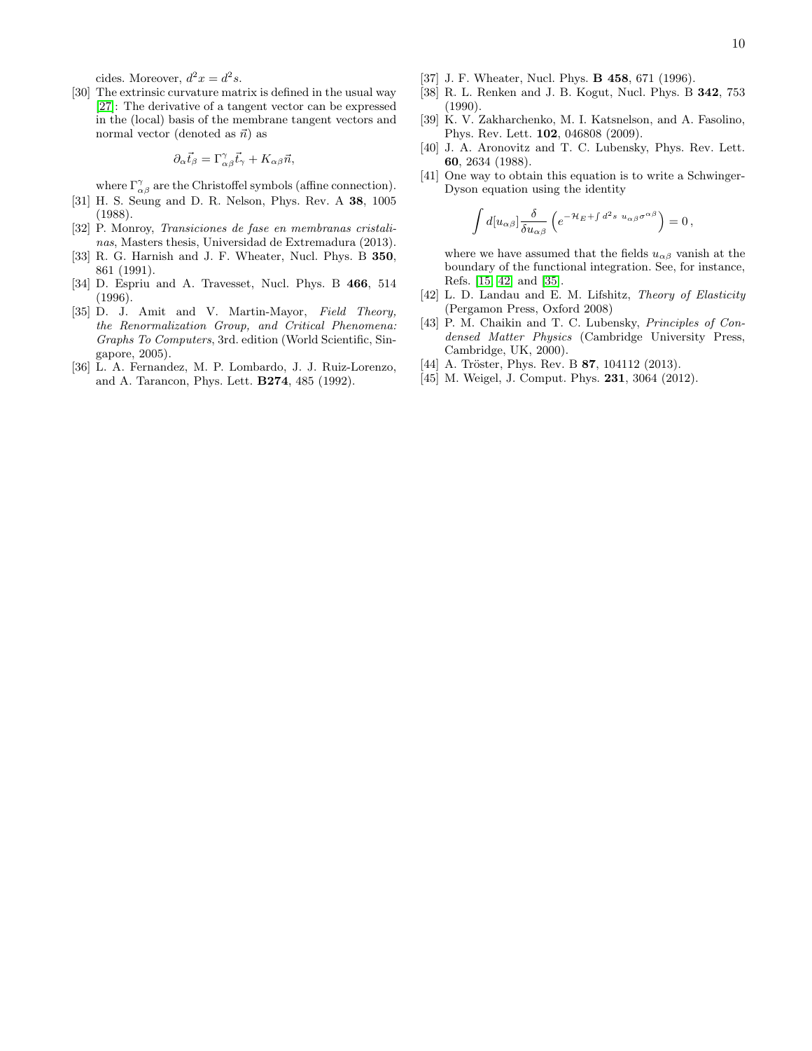cides. Moreover, $d^2x = d^2s$.

[30] The extrinsic curvature matrix is defined in the usual way [27]: The derivative of a tangent vector can be expressed in the (local) basis of the membrane tangent vectors and normal vector (denoted as $\vec{n}$) as

$$\partial_\alpha \vec{t}_\beta = \Gamma^\gamma_{\alpha\beta} \vec{t}_\gamma + K_{\alpha\beta} \vec{n},$$

where $\Gamma^\gamma_{\alpha\beta}$ are the Christoffel symbols (affine connection).

[31] H. S. Seung and D. R. Nelson, Phys. Rev. A **38**, 1005 (1988).

[32] P. Monroy, *Transiciones de fase en membranas cristalinas*, Masters thesis, Universidad de Extremadura (2013).

[33] R. G. Harnish and J. F. Wheater, Nucl. Phys. B **350**, 861 (1991).

[34] D. Espriu and A. Travesset, Nucl. Phys. B **466**, 514 (1996).

[35] D. J. Amit and V. Martin-Mayor, *Field Theory, the Renormalization Group, and Critical Phenomena: Graphs To Computers*, 3rd. edition (World Scientific, Singapore, 2005).

[36] L. A. Fernandez, M. P. Lombardo, J. J. Ruiz-Lorenzo, and A. Tarancon, Phys. Lett. **B274**, 485 (1992).

[37] J. F. Wheater, Nucl. Phys. **B 458**, 671 (1996).

[38] R. L. Renken and J. B. Kogut, Nucl. Phys. B **342**, 753 (1990).

[39] K. V. Zakharchenko, M. I. Katsnelson, and A. Fasolino, Phys. Rev. Lett. **102**, 046808 (2009).

[40] J. A. Aronovitz and T. C. Lubensky, Phys. Rev. Lett. **60**, 2634 (1988).

[41] One way to obtain this equation is to write a Schwinger-Dyson equation using the identity

$$\int d[u_{\alpha\beta}] \frac{\delta}{\delta u_{\alpha\beta}} \left( e^{-\mathcal{H}_E + \int d^2s \; u_{\alpha\beta}\sigma^{\alpha\beta}} \right) = 0\,,$$

where we have assumed that the fields $u_{\alpha\beta}$ vanish at the boundary of the functional integration. See, for instance, Refs. [15, 42] and [35].

[42] L. D. Landau and E. M. Lifshitz, *Theory of Elasticity* (Pergamon Press, Oxford 2008)

[43] P. M. Chaikin and T. C. Lubensky, *Principles of Condensed Matter Physics* (Cambridge University Press, Cambridge, UK, 2000).

[44] A. Tröster, Phys. Rev. B **87**, 104112 (2013).

[45] M. Weigel, J. Comput. Phys. **231**, 3064 (2012).